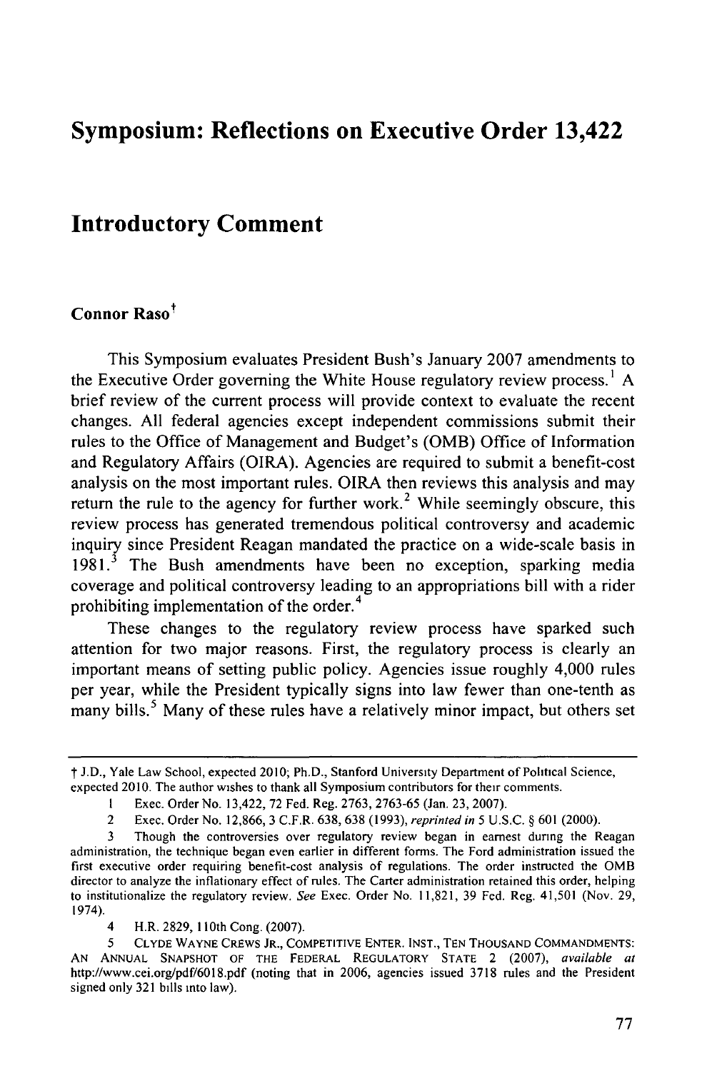# Symposium: Reflections on Executive Order 13,422

## Introductory Comment

**Connor Raso**†

This Symposium evaluates President Bush's January 2007 amendments to the Executive Order governing the White House regulatory review process.[1] A brief review of the current process will provide context to evaluate the recent changes. All federal agencies except independent commissions submit their rules to the Office of Management and Budget's (OMB) Office of Information and Regulatory Affairs (OIRA). Agencies are required to submit a benefit-cost analysis on the most important rules. OIRA then reviews this analysis and may return the rule to the agency for further work.[2] While seemingly obscure, this review process has generated tremendous political controversy and academic inquiry since President Reagan mandated the practice on a wide-scale basis in 1981.[3] The Bush amendments have been no exception, sparking media coverage and political controversy leading to an appropriations bill with a rider prohibiting implementation of the order.[4]

These changes to the regulatory review process have sparked such attention for two major reasons. First, the regulatory process is clearly an important means of setting public policy. Agencies issue roughly 4,000 rules per year, while the President typically signs into law fewer than one-tenth as many bills.[5] Many of these rules have a relatively minor impact, but others set

---

† J.D., Yale Law School, expected 2010; Ph.D., Stanford University Department of Political Science, expected 2010. The author wishes to thank all Symposium contributors for their comments.

1 Exec. Order No. 13,422, 72 Fed. Reg. 2763, 2763-65 (Jan. 23, 2007).

2 Exec. Order No. 12,866, 3 C.F.R. 638, 638 (1993), *reprinted in* 5 U.S.C. § 601 (2000).

3 Though the controversies over regulatory review began in earnest during the Reagan administration, the technique began even earlier in different forms. The Ford administration issued the first executive order requiring benefit-cost analysis of regulations. The order instructed the OMB director to analyze the inflationary effect of rules. The Carter administration retained this order, helping to institutionalize the regulatory review. *See* Exec. Order No. 11,821, 39 Fed. Reg. 41,501 (Nov. 29, 1974).

4 H.R. 2829, 110th Cong. (2007).

5 CLYDE WAYNE CREWS JR., COMPETITIVE ENTER. INST., TEN THOUSAND COMMANDMENTS: AN ANNUAL SNAPSHOT OF THE FEDERAL REGULATORY STATE 2 (2007), *available at* http://www.cei.org/pdf/6018.pdf (noting that in 2006, agencies issued 3718 rules and the President signed only 321 bills into law).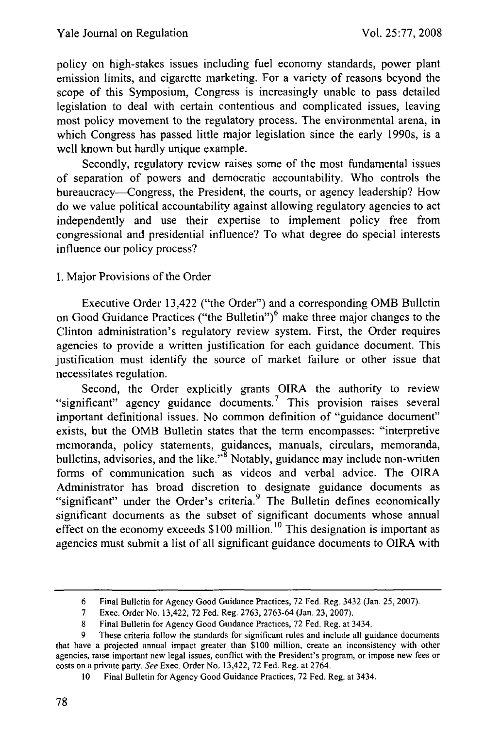policy on high-stakes issues including fuel economy standards, power plant emission limits, and cigarette marketing. For a variety of reasons beyond the scope of this Symposium, Congress is increasingly unable to pass detailed legislation to deal with certain contentious and complicated issues, leaving most policy movement to the regulatory process. The environmental arena, in which Congress has passed little major legislation since the early 1990s, is a well known but hardly unique example.

Secondly, regulatory review raises some of the most fundamental issues of separation of powers and democratic accountability. Who controls the bureaucracy—Congress, the President, the courts, or agency leadership? How do we value political accountability against allowing regulatory agencies to act independently and use their expertise to implement policy free from congressional and presidential influence? To what degree do special interests influence our policy process?

## I. Major Provisions of the Order

Executive Order 13,422 ("the Order") and a corresponding OMB Bulletin on Good Guidance Practices ("the Bulletin")[6] make three major changes to the Clinton administration's regulatory review system. First, the Order requires agencies to provide a written justification for each guidance document. This justification must identify the source of market failure or other issue that necessitates regulation.

Second, the Order explicitly grants OIRA the authority to review "significant" agency guidance documents.[7] This provision raises several important definitional issues. No common definition of "guidance document" exists, but the OMB Bulletin states that the term encompasses: "interpretive memoranda, policy statements, guidances, manuals, circulars, memoranda, bulletins, advisories, and the like."[8] Notably, guidance may include non-written forms of communication such as videos and verbal advice. The OIRA Administrator has broad discretion to designate guidance documents as "significant" under the Order's criteria.[9] The Bulletin defines economically significant documents as the subset of significant documents whose annual effect on the economy exceeds $100 million.[10] This designation is important as agencies must submit a list of all significant guidance documents to OIRA with

---

6 Final Bulletin for Agency Good Guidance Practices, 72 Fed. Reg. 3432 (Jan. 25, 2007).

7 Exec. Order No. 13,422, 72 Fed. Reg. 2763, 2763-64 (Jan. 23, 2007).

8 Final Bulletin for Agency Good Guidance Practices, 72 Fed. Reg. at 3434.

9 These criteria follow the standards for significant rules and include all guidance documents that have a projected annual impact greater than $100 million, create an inconsistency with other agencies, raise important new legal issues, conflict with the President's program, or impose new fees or costs on a private party. *See* Exec. Order No. 13,422, 72 Fed. Reg. at 2764.

10 Final Bulletin for Agency Good Guidance Practices, 72 Fed. Reg. at 3434.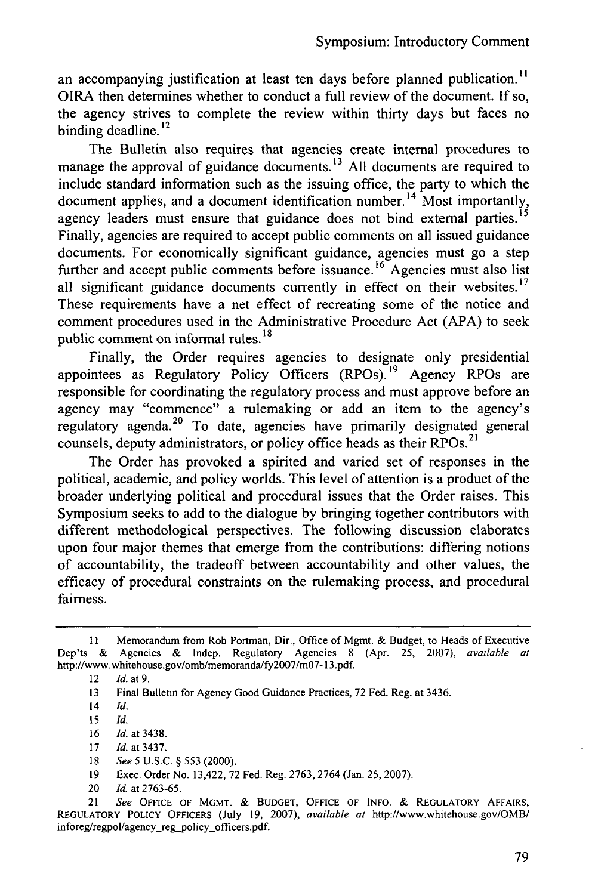an accompanying justification at least ten days before planned publication.[11] OIRA then determines whether to conduct a full review of the document. If so, the agency strives to complete the review within thirty days but faces no binding deadline.[12]

The Bulletin also requires that agencies create internal procedures to manage the approval of guidance documents.[13] All documents are required to include standard information such as the issuing office, the party to which the document applies, and a document identification number.[14] Most importantly, agency leaders must ensure that guidance does not bind external parties.[15] Finally, agencies are required to accept public comments on all issued guidance documents. For economically significant guidance, agencies must go a step further and accept public comments before issuance.[16] Agencies must also list all significant guidance documents currently in effect on their websites.[17] These requirements have a net effect of recreating some of the notice and comment procedures used in the Administrative Procedure Act (APA) to seek public comment on informal rules.[18]

Finally, the Order requires agencies to designate only presidential appointees as Regulatory Policy Officers (RPOs).[19] Agency RPOs are responsible for coordinating the regulatory process and must approve before an agency may "commence" a rulemaking or add an item to the agency's regulatory agenda.[20] To date, agencies have primarily designated general counsels, deputy administrators, or policy office heads as their RPOs.[21]

The Order has provoked a spirited and varied set of responses in the political, academic, and policy worlds. This level of attention is a product of the broader underlying political and procedural issues that the Order raises. This Symposium seeks to add to the dialogue by bringing together contributors with different methodological perspectives. The following discussion elaborates upon four major themes that emerge from the contributions: differing notions of accountability, the tradeoff between accountability and other values, the efficacy of procedural constraints on the rulemaking process, and procedural fairness.

---

11 Memorandum from Rob Portman, Dir., Office of Mgmt. & Budget, to Heads of Executive Dep'ts & Agencies & Indep. Regulatory Agencies 8 (Apr. 25, 2007), *available at* http://www.whitehouse.gov/omb/memoranda/fy2007/m07-13.pdf.

12 *Id.* at 9.

13 Final Bulletin for Agency Good Guidance Practices, 72 Fed. Reg. at 3436.

14 *Id.*

15 *Id.*

16 *Id.* at 3438.

17 *Id.* at 3437.

18 *See* 5 U.S.C. § 553 (2000).

19 Exec. Order No. 13,422, 72 Fed. Reg. 2763, 2764 (Jan. 25, 2007).

20 *Id.* at 2763-65.

21 *See* OFFICE OF MGMT. & BUDGET, OFFICE OF INFO. & REGULATORY AFFAIRS, REGULATORY POLICY OFFICERS (July 19, 2007), *available at* http://www.whitehouse.gov/OMB/inforeg/regpol/agency_reg_policy_officers.pdf.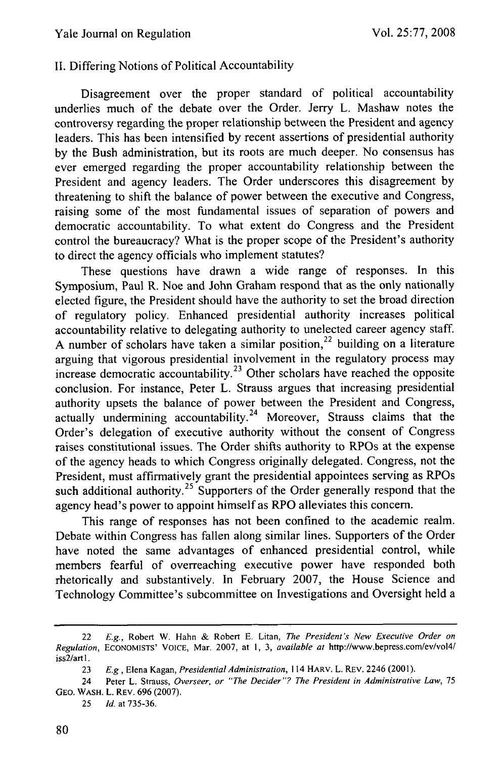## II. Differing Notions of Political Accountability

Disagreement over the proper standard of political accountability underlies much of the debate over the Order. Jerry L. Mashaw notes the controversy regarding the proper relationship between the President and agency leaders. This has been intensified by recent assertions of presidential authority by the Bush administration, but its roots are much deeper. No consensus has ever emerged regarding the proper accountability relationship between the President and agency leaders. The Order underscores this disagreement by threatening to shift the balance of power between the executive and Congress, raising some of the most fundamental issues of separation of powers and democratic accountability. To what extent do Congress and the President control the bureaucracy? What is the proper scope of the President's authority to direct the agency officials who implement statutes?

These questions have drawn a wide range of responses. In this Symposium, Paul R. Noe and John Graham respond that as the only nationally elected figure, the President should have the authority to set the broad direction of regulatory policy. Enhanced presidential authority increases political accountability relative to delegating authority to unelected career agency staff. A number of scholars have taken a similar position,[22] building on a literature arguing that vigorous presidential involvement in the regulatory process may increase democratic accountability.[23] Other scholars have reached the opposite conclusion. For instance, Peter L. Strauss argues that increasing presidential authority upsets the balance of power between the President and Congress, actually undermining accountability.[24] Moreover, Strauss claims that the Order's delegation of executive authority without the consent of Congress raises constitutional issues. The Order shifts authority to RPOs at the expense of the agency heads to which Congress originally delegated. Congress, not the President, must affirmatively grant the presidential appointees serving as RPOs such additional authority.[25] Supporters of the Order generally respond that the agency head's power to appoint himself as RPO alleviates this concern.

This range of responses has not been confined to the academic realm. Debate within Congress has fallen along similar lines. Supporters of the Order have noted the same advantages of enhanced presidential control, while members fearful of overreaching executive power have responded both rhetorically and substantively. In February 2007, the House Science and Technology Committee's subcommittee on Investigations and Oversight held a

---

22 *E.g.*, Robert W. Hahn & Robert E. Litan, *The President's New Executive Order on Regulation*, ECONOMISTS' VOICE, Mar. 2007, at 1, 3, *available at* http://www.bepress.com/ev/vol4/iss2/art1.

23 *E.g*, Elena Kagan, *Presidential Administration*, 114 HARV. L. REV. 2246 (2001).

24 Peter L. Strauss, *Overseer, or "The Decider"? The President in Administrative Law*, 75 GEO. WASH. L. REV. 696 (2007).

25 *Id.* at 735-36.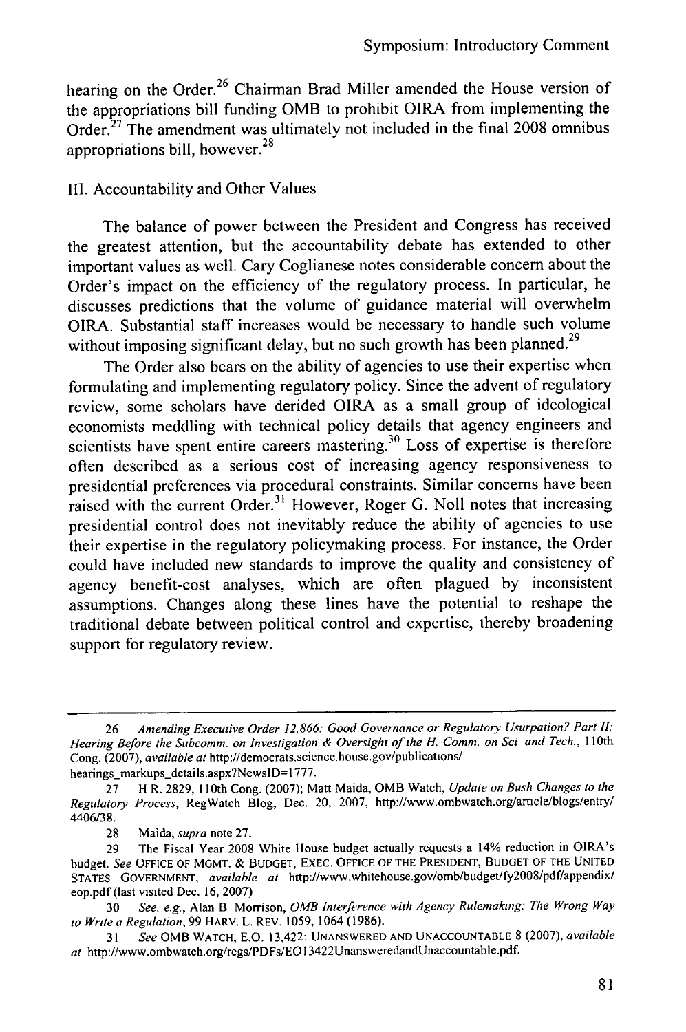hearing on the Order.[26] Chairman Brad Miller amended the House version of the appropriations bill funding OMB to prohibit OIRA from implementing the Order.[27] The amendment was ultimately not included in the final 2008 omnibus appropriations bill, however.[28]

## III. Accountability and Other Values

The balance of power between the President and Congress has received the greatest attention, but the accountability debate has extended to other important values as well. Cary Coglianese notes considerable concern about the Order's impact on the efficiency of the regulatory process. In particular, he discusses predictions that the volume of guidance material will overwhelm OIRA. Substantial staff increases would be necessary to handle such volume without imposing significant delay, but no such growth has been planned.[29]

The Order also bears on the ability of agencies to use their expertise when formulating and implementing regulatory policy. Since the advent of regulatory review, some scholars have derided OIRA as a small group of ideological economists meddling with technical policy details that agency engineers and scientists have spent entire careers mastering.[30] Loss of expertise is therefore often described as a serious cost of increasing agency responsiveness to presidential preferences via procedural constraints. Similar concerns have been raised with the current Order.[31] However, Roger G. Noll notes that increasing presidential control does not inevitably reduce the ability of agencies to use their expertise in the regulatory policymaking process. For instance, the Order could have included new standards to improve the quality and consistency of agency benefit-cost analyses, which are often plagued by inconsistent assumptions. Changes along these lines have the potential to reshape the traditional debate between political control and expertise, thereby broadening support for regulatory review.

---

26 *Amending Executive Order 12,866: Good Governance or Regulatory Usurpation? Part II: Hearing Before the Subcomm. on Investigation & Oversight of the H. Comm. on Sci and Tech.*, 110th Cong. (2007), *available at* http://democrats.science.house.gov/publications/hearings_markups_details.aspx?NewsID=1777.

27 H R. 2829, 110th Cong. (2007); Matt Maida, OMB Watch, *Update on Bush Changes to the Regulatory Process*, RegWatch Blog, Dec. 20, 2007, http://www.ombwatch.org/article/blogs/entry/4406/38.

28 Maida, *supra* note 27.

29 The Fiscal Year 2008 White House budget actually requests a 14% reduction in OIRA's budget. *See* OFFICE OF MGMT. & BUDGET, EXEC. OFFICE OF THE PRESIDENT, BUDGET OF THE UNITED STATES GOVERNMENT, *available at* http://www.whitehouse.gov/omb/budget/fy2008/pdf/appendix/eop.pdf (last visited Dec. 16, 2007)

30 *See, e.g.*, Alan B Morrison, *OMB Interference with Agency Rulemaking: The Wrong Way to Write a Regulation*, 99 HARV. L. REV. 1059, 1064 (1986).

31 *See* OMB WATCH, E.O. 13,422: UNANSWERED AND UNACCOUNTABLE 8 (2007), *available at* http://www.ombwatch.org/regs/PDFs/EO13422UnansweredandUnaccountable.pdf.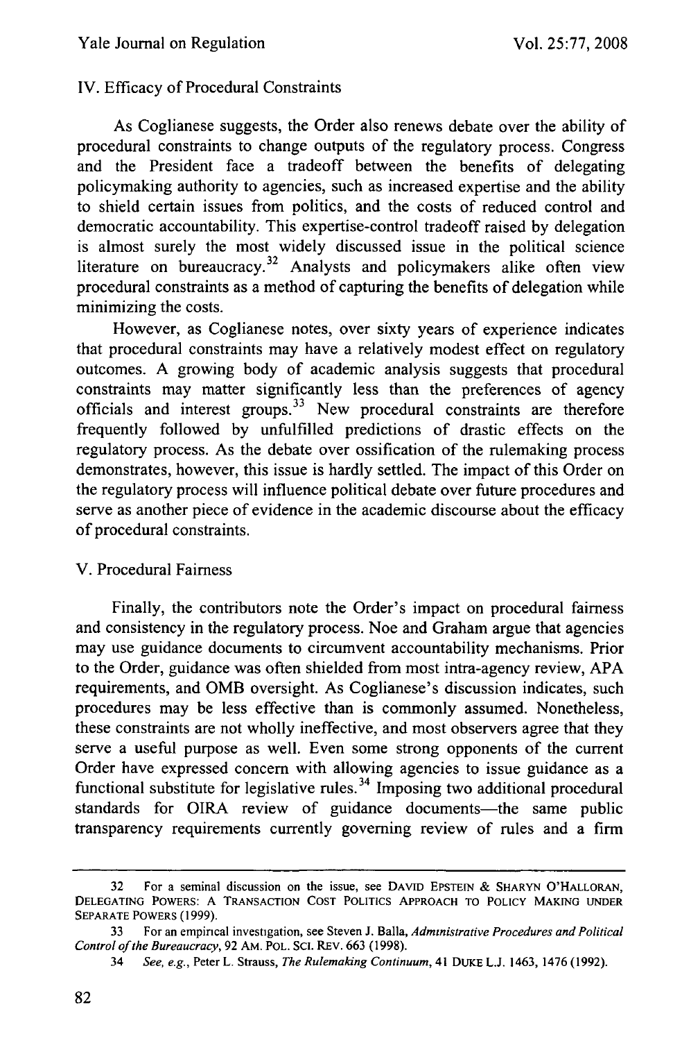## IV. Efficacy of Procedural Constraints

As Coglianese suggests, the Order also renews debate over the ability of procedural constraints to change outputs of the regulatory process. Congress and the President face a tradeoff between the benefits of delegating policymaking authority to agencies, such as increased expertise and the ability to shield certain issues from politics, and the costs of reduced control and democratic accountability. This expertise-control tradeoff raised by delegation is almost surely the most widely discussed issue in the political science literature on bureaucracy.[32] Analysts and policymakers alike often view procedural constraints as a method of capturing the benefits of delegation while minimizing the costs.

However, as Coglianese notes, over sixty years of experience indicates that procedural constraints may have a relatively modest effect on regulatory outcomes. A growing body of academic analysis suggests that procedural constraints may matter significantly less than the preferences of agency officials and interest groups.[33] New procedural constraints are therefore frequently followed by unfulfilled predictions of drastic effects on the regulatory process. As the debate over ossification of the rulemaking process demonstrates, however, this issue is hardly settled. The impact of this Order on the regulatory process will influence political debate over future procedures and serve as another piece of evidence in the academic discourse about the efficacy of procedural constraints.

## V. Procedural Fairness

Finally, the contributors note the Order's impact on procedural fairness and consistency in the regulatory process. Noe and Graham argue that agencies may use guidance documents to circumvent accountability mechanisms. Prior to the Order, guidance was often shielded from most intra-agency review, APA requirements, and OMB oversight. As Coglianese's discussion indicates, such procedures may be less effective than is commonly assumed. Nonetheless, these constraints are not wholly ineffective, and most observers agree that they serve a useful purpose as well. Even some strong opponents of the current Order have expressed concern with allowing agencies to issue guidance as a functional substitute for legislative rules.[34] Imposing two additional procedural standards for OIRA review of guidance documents—the same public transparency requirements currently governing review of rules and a firm

---

32 For a seminal discussion on the issue, see DAVID EPSTEIN & SHARYN O'HALLORAN, DELEGATING POWERS: A TRANSACTION COST POLITICS APPROACH TO POLICY MAKING UNDER SEPARATE POWERS (1999).

33 For an empirical investigation, see Steven J. Balla, *Administrative Procedures and Political Control of the Bureaucracy*, 92 AM. POL. SCI. REV. 663 (1998).

34 *See, e.g.*, Peter L. Strauss, *The Rulemaking Continuum*, 41 DUKE L.J. 1463, 1476 (1992).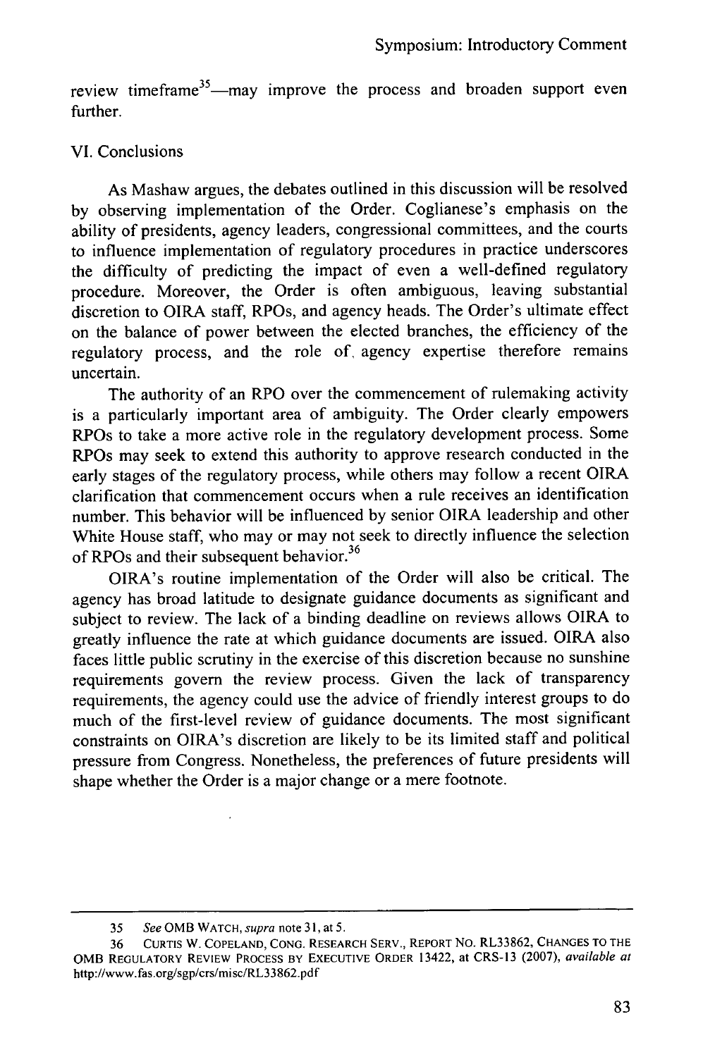review timeframe[35]—may improve the process and broaden support even further.

## VI. Conclusions

As Mashaw argues, the debates outlined in this discussion will be resolved by observing implementation of the Order. Coglianese's emphasis on the ability of presidents, agency leaders, congressional committees, and the courts to influence implementation of regulatory procedures in practice underscores the difficulty of predicting the impact of even a well-defined regulatory procedure. Moreover, the Order is often ambiguous, leaving substantial discretion to OIRA staff, RPOs, and agency heads. The Order's ultimate effect on the balance of power between the elected branches, the efficiency of the regulatory process, and the role of agency expertise therefore remains uncertain.

The authority of an RPO over the commencement of rulemaking activity is a particularly important area of ambiguity. The Order clearly empowers RPOs to take a more active role in the regulatory development process. Some RPOs may seek to extend this authority to approve research conducted in the early stages of the regulatory process, while others may follow a recent OIRA clarification that commencement occurs when a rule receives an identification number. This behavior will be influenced by senior OIRA leadership and other White House staff, who may or may not seek to directly influence the selection of RPOs and their subsequent behavior.[36]

OIRA's routine implementation of the Order will also be critical. The agency has broad latitude to designate guidance documents as significant and subject to review. The lack of a binding deadline on reviews allows OIRA to greatly influence the rate at which guidance documents are issued. OIRA also faces little public scrutiny in the exercise of this discretion because no sunshine requirements govern the review process. Given the lack of transparency requirements, the agency could use the advice of friendly interest groups to do much of the first-level review of guidance documents. The most significant constraints on OIRA's discretion are likely to be its limited staff and political pressure from Congress. Nonetheless, the preferences of future presidents will shape whether the Order is a major change or a mere footnote.

---

35 *See* OMB WATCH, *supra* note 31, at 5.

36 CURTIS W. COPELAND, CONG. RESEARCH SERV., REPORT NO. RL33862, CHANGES TO THE OMB REGULATORY REVIEW PROCESS BY EXECUTIVE ORDER 13422, at CRS-13 (2007), *available at* http://www.fas.org/sgp/crs/misc/RL33862.pdf